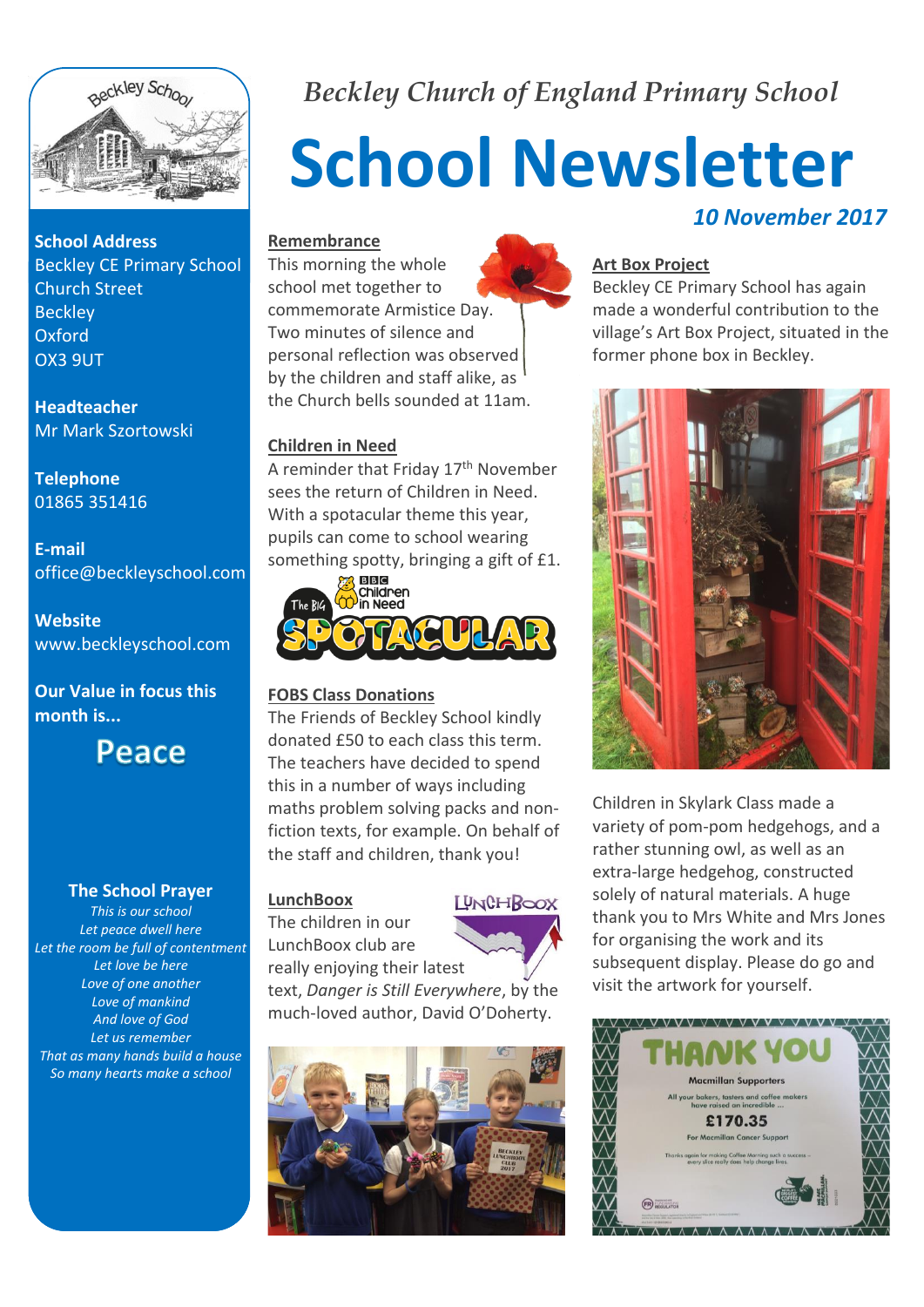*Beckley Church of England Primary School*

# School Newsletter

***10 November 2017***

**School Address**
Beckley CE Primary School
Church Street
Beckley
Oxford
OX3 9UT

**Headteacher**
Mr Mark Szortowski

**Telephone**
01865 351416

**E-mail**
office@beckleyschool.com

**Website**
www.beckleyschool.com

**Our Value in focus this month is...**

**Peace**

**The School Prayer**

*This is our school*
*Let peace dwell here*
*Let the room be full of contentment*
*Let love be here*
*Love of one another*
*Love of mankind*
*And love of God*
*Let us remember*
*That as many hands build a house*
*So many hearts make a school*

## Remembrance

This morning the whole school met together to commemorate Armistice Day. Two minutes of silence and personal reflection was observed by the children and staff alike, as the Church bells sounded at 11am.

## Children in Need

A reminder that Friday 17th November sees the return of Children in Need. With a spotacular theme this year, pupils can come to school wearing something spotty, bringing a gift of £1.

## FOBS Class Donations

The Friends of Beckley School kindly donated £50 to each class this term. The teachers have decided to spend this in a number of ways including maths problem solving packs and non-fiction texts, for example. On behalf of the staff and children, thank you!

## LunchBoox

The children in our LunchBoox club are really enjoying their latest text, *Danger is Still Everywhere*, by the much-loved author, David O'Doherty.

## Art Box Project

Beckley CE Primary School has again made a wonderful contribution to the village's Art Box Project, situated in the former phone box in Beckley.

Children in Skylark Class made a variety of pom-pom hedgehogs, and a rather stunning owl, as well as an extra-large hedgehog, constructed solely of natural materials. A huge thank you to Mrs White and Mrs Jones for organising the work and its subsequent display. Please do go and visit the artwork for yourself.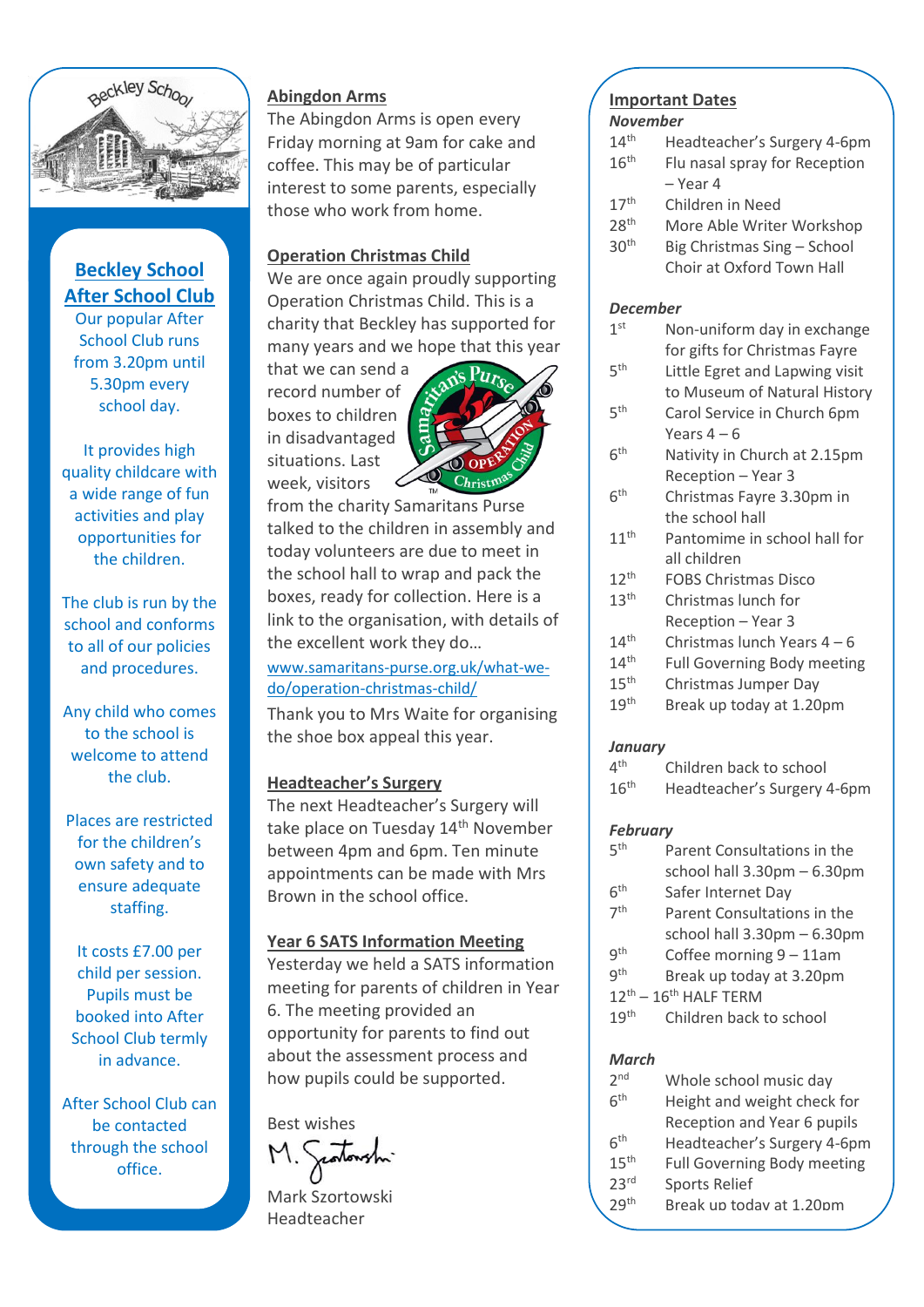Beckley School

## Beckley School After School Club

Our popular After School Club runs from 3.20pm until 5.30pm every school day.

It provides high quality childcare with a wide range of fun activities and play opportunities for the children.

The club is run by the school and conforms to all of our policies and procedures.

Any child who comes to the school is welcome to attend the club.

Places are restricted for the children's own safety and to ensure adequate staffing.

It costs £7.00 per child per session. Pupils must be booked into After School Club termly in advance.

After School Club can be contacted through the school office.

## Abingdon Arms

The Abingdon Arms is open every Friday morning at 9am for cake and coffee. This may be of particular interest to some parents, especially those who work from home.

## Operation Christmas Child

We are once again proudly supporting Operation Christmas Child. This is a charity that Beckley has supported for many years and we hope that this year that we can send a record number of boxes to children in disadvantaged situations. Last week, visitors from the charity Samaritans Purse talked to the children in assembly and today volunteers are due to meet in the school hall to wrap and pack the boxes, ready for collection. Here is a link to the organisation, with details of the excellent work they do…

www.samaritans-purse.org.uk/what-we-do/operation-christmas-child/

Thank you to Mrs Waite for organising the shoe box appeal this year.

## Headteacher's Surgery

The next Headteacher's Surgery will take place on Tuesday 14th November between 4pm and 6pm. Ten minute appointments can be made with Mrs Brown in the school office.

## Year 6 SATS Information Meeting

Yesterday we held a SATS information meeting for parents of children in Year 6. The meeting provided an opportunity for parents to find out about the assessment process and how pupils could be supported.

Best wishes

Mark Szortowski
Headteacher

## Important Dates

***November***

| | |
|---|---|
| 14th | Headteacher's Surgery 4-6pm |
| 16th | Flu nasal spray for Reception – Year 4 |
| 17th | Children in Need |
| 28th | More Able Writer Workshop |
| 30th | Big Christmas Sing – School Choir at Oxford Town Hall |

***December***

| | |
|---|---|
| 1st | Non-uniform day in exchange for gifts for Christmas Fayre |
| 5th | Little Egret and Lapwing visit to Museum of Natural History |
| 5th | Carol Service in Church 6pm Years 4 – 6 |
| 6th | Nativity in Church at 2.15pm Reception – Year 3 |
| 6th | Christmas Fayre 3.30pm in the school hall |
| 11th | Pantomime in school hall for all children |
| 12th | FOBS Christmas Disco |
| 13th | Christmas lunch for Reception – Year 3 |
| 14th | Christmas lunch Years 4 – 6 |
| 14th | Full Governing Body meeting |
| 15th | Christmas Jumper Day |
| 19th | Break up today at 1.20pm |

***January***

| | |
|---|---|
| 4th | Children back to school |
| 16th | Headteacher's Surgery 4-6pm |

***February***

| | |
|---|---|
| 5th | Parent Consultations in the school hall 3.30pm – 6.30pm |
| 6th | Safer Internet Day |
| 7th | Parent Consultations in the school hall 3.30pm – 6.30pm |
| 9th | Coffee morning 9 – 11am |
| 9th | Break up today at 3.20pm |
| 12th – 16th | HALF TERM |
| 19th | Children back to school |

***March***

| | |
|---|---|
| 2nd | Whole school music day |
| 6th | Height and weight check for Reception and Year 6 pupils |
| 6th | Headteacher's Surgery 4-6pm |
| 15th | Full Governing Body meeting |
| 23rd | Sports Relief |
| 29th | Break up today at 1.20pm |